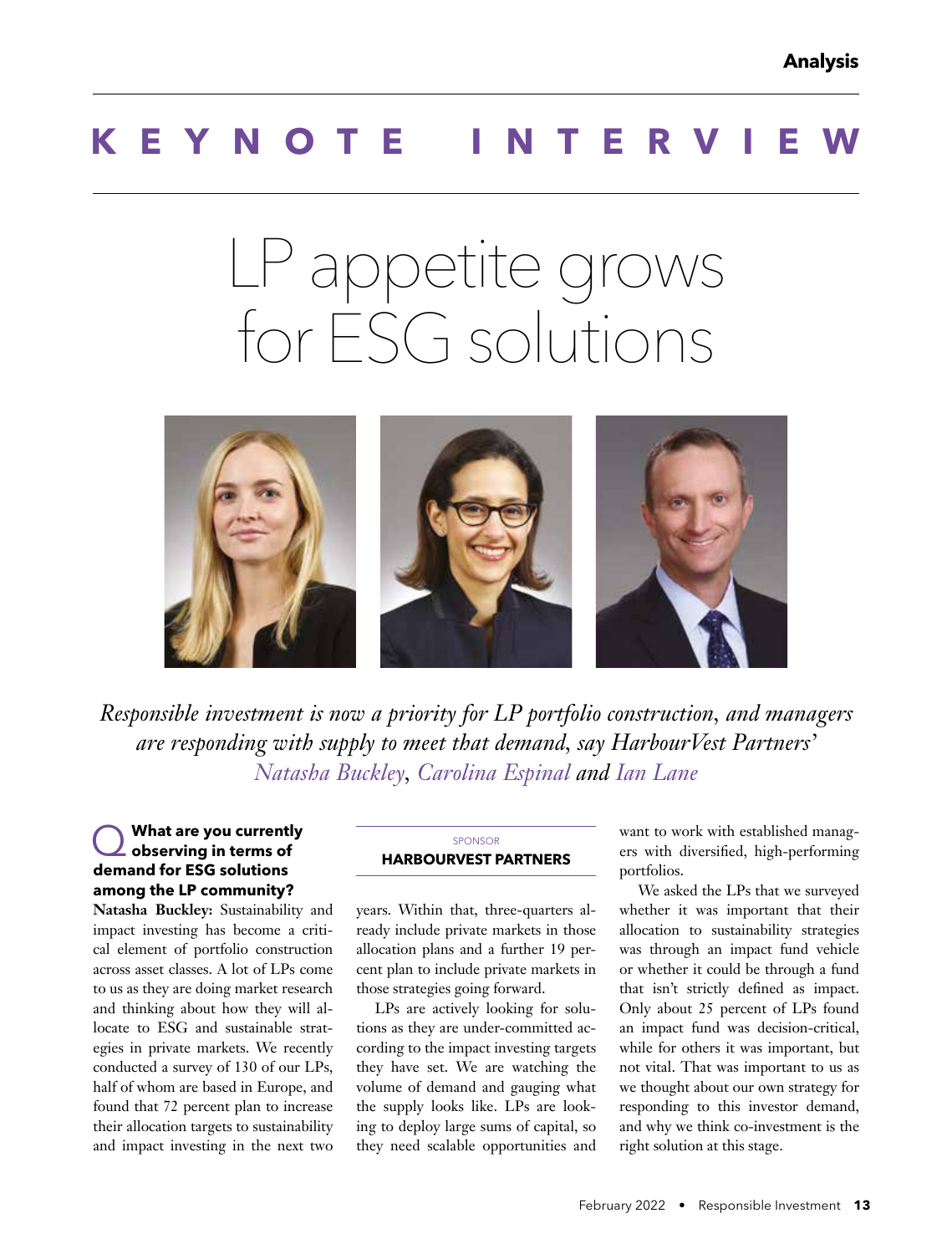Analysis

# KEYNOTE INTERVIEW

# LP appetite grows for ESG solutions

*Responsible investment is now a priority for LP portfolio construction, and managers are responding with supply to meet that demand, say HarbourVest Partners' Natasha Buckley, Carolina Espinal and Ian Lane*

SPONSOR

**HARBOURVEST PARTNERS**

### Q What are you currently observing in terms of demand for ESG solutions among the LP community?

**Natasha Buckley:** Sustainability and impact investing has become a critical element of portfolio construction across asset classes. A lot of LPs come to us as they are doing market research and thinking about how they will allocate to ESG and sustainable strategies in private markets. We recently conducted a survey of 130 of our LPs, half of whom are based in Europe, and found that 72 percent plan to increase their allocation targets to sustainability and impact investing in the next two years. Within that, three-quarters already include private markets in those allocation plans and a further 19 percent plan to include private markets in those strategies going forward.

LPs are actively looking for solutions as they are under-committed according to the impact investing targets they have set. We are watching the volume of demand and gauging what the supply looks like. LPs are looking to deploy large sums of capital, so they need scalable opportunities and want to work with established managers with diversified, high-performing portfolios.

We asked the LPs that we surveyed whether it was important that their allocation to sustainability strategies was through an impact fund vehicle or whether it could be through a fund that isn't strictly defined as impact. Only about 25 percent of LPs found an impact fund was decision-critical, while for others it was important, but not vital. That was important to us as we thought about our own strategy for responding to this investor demand, and why we think co-investment is the right solution at this stage.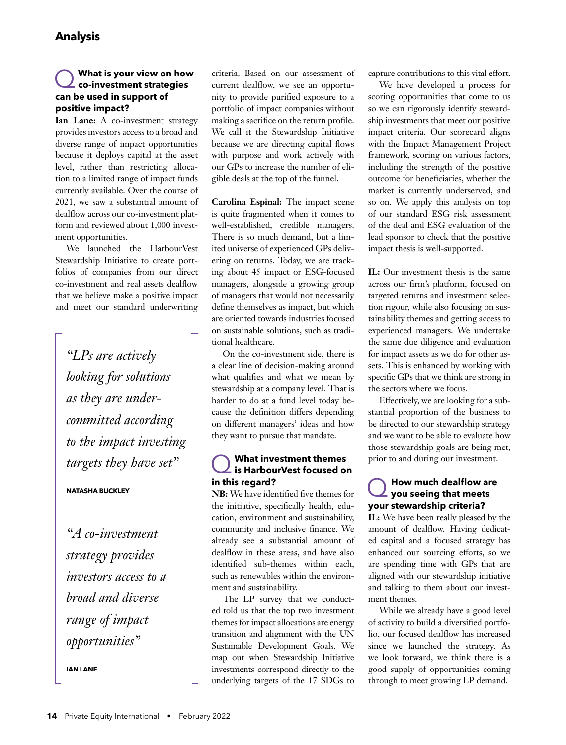## Analysis

**Q What is your view on how co-investment strategies can be used in support of positive impact?**

**Ian Lane:** A co-investment strategy provides investors access to a broad and diverse range of impact opportunities because it deploys capital at the asset level, rather than restricting allocation to a limited range of impact funds currently available. Over the course of 2021, we saw a substantial amount of dealflow across our co-investment platform and reviewed about 1,000 investment opportunities.

We launched the HarbourVest Stewardship Initiative to create portfolios of companies from our direct co-investment and real assets dealflow that we believe make a positive impact and meet our standard underwriting criteria. Based on our assessment of current dealflow, we see an opportunity to provide purified exposure to a portfolio of impact companies without making a sacrifice on the return profile. We call it the Stewardship Initiative because we are directing capital flows with purpose and work actively with our GPs to increase the number of eligible deals at the top of the funnel.

> *"LPs are actively looking for solutions as they are under-committed according to the impact investing targets they have set"*
>
> **NATASHA BUCKLEY**

> *"A co-investment strategy provides investors access to a broad and diverse range of impact opportunities"*
>
> **IAN LANE**

**Carolina Espinal:** The impact scene is quite fragmented when it comes to well-established, credible managers. There is so much demand, but a limited universe of experienced GPs delivering on returns. Today, we are tracking about 45 impact or ESG-focused managers, alongside a growing group of managers that would not necessarily define themselves as impact, but which are oriented towards industries focused on sustainable solutions, such as traditional healthcare.

On the co-investment side, there is a clear line of decision-making around what qualifies and what we mean by stewardship at a company level. That is harder to do at a fund level today because the definition differs depending on different managers' ideas and how they want to pursue that mandate.

**Q What investment themes is HarbourVest focused on in this regard?**

**NB:** We have identified five themes for the initiative, specifically health, education, environment and sustainability, community and inclusive finance. We already see a substantial amount of dealflow in these areas, and have also identified sub-themes within each, such as renewables within the environment and sustainability.

The LP survey that we conducted told us that the top two investment themes for impact allocations are energy transition and alignment with the UN Sustainable Development Goals. We map out when Stewardship Initiative investments correspond directly to the underlying targets of the 17 SDGs to capture contributions to this vital effort.

We have developed a process for scoring opportunities that come to us so we can rigorously identify stewardship investments that meet our positive impact criteria. Our scorecard aligns with the Impact Management Project framework, scoring on various factors, including the strength of the positive outcome for beneficiaries, whether the market is currently underserved, and so on. We apply this analysis on top of our standard ESG risk assessment of the deal and ESG evaluation of the lead sponsor to check that the positive impact thesis is well-supported.

**IL:** Our investment thesis is the same across our firm's platform, focused on targeted returns and investment selection rigour, while also focusing on sustainability themes and getting access to experienced managers. We undertake the same due diligence and evaluation for impact assets as we do for other assets. This is enhanced by working with specific GPs that we think are strong in the sectors where we focus.

Effectively, we are looking for a substantial proportion of the business to be directed to our stewardship strategy and we want to be able to evaluate how those stewardship goals are being met, prior to and during our investment.

**Q How much dealflow are you seeing that meets your stewardship criteria?**

**IL:** We have been really pleased by the amount of dealflow. Having dedicated capital and a focused strategy has enhanced our sourcing efforts, so we are spending time with GPs that are aligned with our stewardship initiative and talking to them about our investment themes.

While we already have a good level of activity to build a diversified portfolio, our focused dealflow has increased since we launched the strategy. As we look forward, we think there is a good supply of opportunities coming through to meet growing LP demand.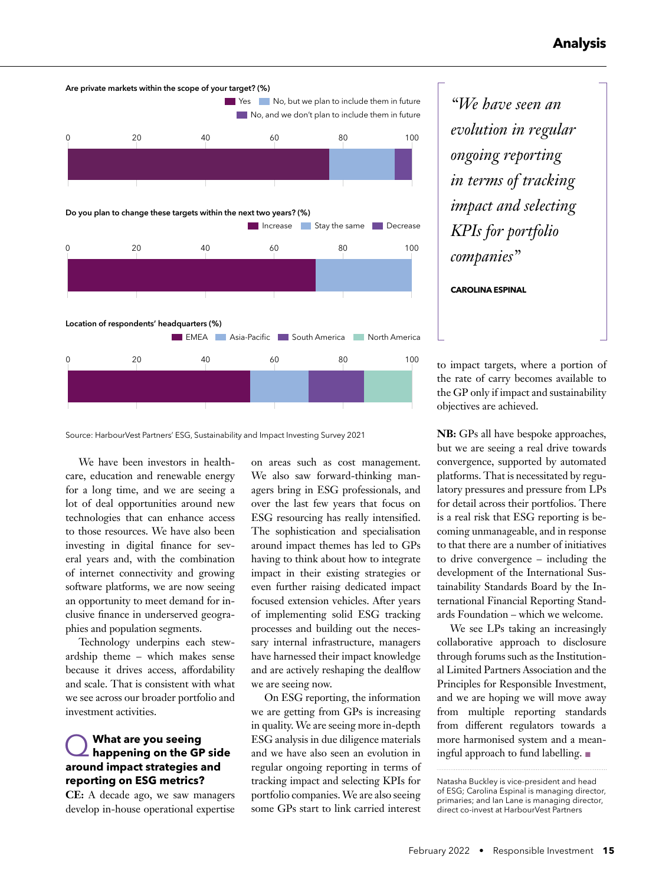**Are private markets within the scope of your target? (%)**

Yes | No, but we plan to include them in future | No, and we don't plan to include them in future

0 20 40 60 80 100

**Do you plan to change these targets within the next two years? (%)**

Increase | Stay the same | Decrease

0 20 40 60 80 100

**Location of respondents' headquarters (%)**

EMEA | Asia-Pacific | South America | North America

0 20 40 60 80 100

Source: HarbourVest Partners' ESG, Sustainability and Impact Investing Survey 2021

We have been investors in healthcare, education and renewable energy for a long time, and we are seeing a lot of deal opportunities around new technologies that can enhance access to those resources. We have also been investing in digital finance for several years and, with the combination of internet connectivity and growing software platforms, we are now seeing an opportunity to meet demand for inclusive finance in underserved geographies and population segments.

Technology underpins each stewardship theme – which makes sense because it drives access, affordability and scale. That is consistent with what we see across our broader portfolio and investment activities.

### Q What are you seeing happening on the GP side around impact strategies and reporting on ESG metrics?

**CE:** A decade ago, we saw managers develop in-house operational expertise on areas such as cost management. We also saw forward-thinking managers bring in ESG professionals, and over the last few years that focus on ESG resourcing has really intensified. The sophistication and specialisation around impact themes has led to GPs having to think about how to integrate impact in their existing strategies or even further raising dedicated impact focused extension vehicles. After years of implementing solid ESG tracking processes and building out the necessary internal infrastructure, managers have harnessed their impact knowledge and are actively reshaping the dealflow we are seeing now.

On ESG reporting, the information we are getting from GPs is increasing in quality. We are seeing more in-depth ESG analysis in due diligence materials and we have also seen an evolution in regular ongoing reporting in terms of tracking impact and selecting KPIs for portfolio companies. We are also seeing some GPs start to link carried interest to impact targets, where a portion of the rate of carry becomes available to the GP only if impact and sustainability objectives are achieved.

> *"We have seen an evolution in regular ongoing reporting in terms of tracking impact and selecting KPIs for portfolio companies"*
>
> **CAROLINA ESPINAL**

**NB:** GPs all have bespoke approaches, but we are seeing a real drive towards convergence, supported by automated platforms. That is necessitated by regulatory pressures and pressure from LPs for detail across their portfolios. There is a real risk that ESG reporting is becoming unmanageable, and in response to that there are a number of initiatives to drive convergence – including the development of the International Sustainability Standards Board by the International Financial Reporting Standards Foundation – which we welcome.

We see LPs taking an increasingly collaborative approach to disclosure through forums such as the Institutional Limited Partners Association and the Principles for Responsible Investment, and we are hoping we will move away from multiple reporting standards from different regulators towards a more harmonised system and a meaningful approach to fund labelling. ■

Natasha Buckley is vice-president and head of ESG; Carolina Espinal is managing director, primaries; and Ian Lane is managing director, direct co-invest at HarbourVest Partners